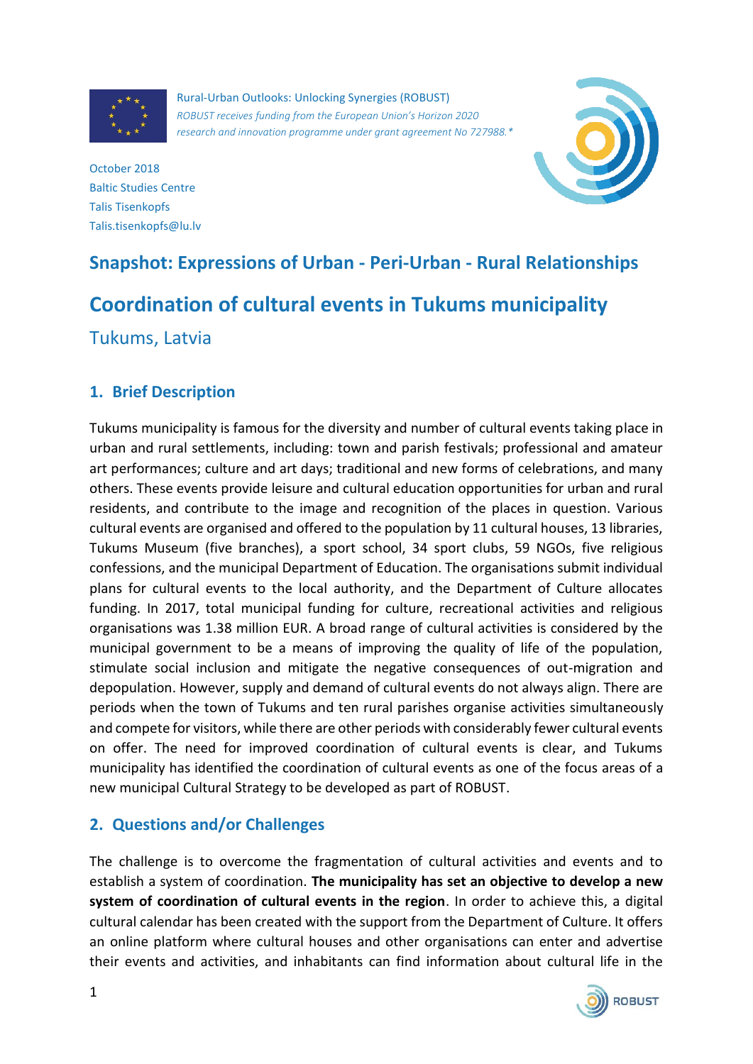Rural-Urban Outlooks: Unlocking Synergies (ROBUST)
*ROBUST receives funding from the European Union's Horizon 2020 research and innovation programme under grant agreement No 727988.**

October 2018
Baltic Studies Centre
Talis Tisenkopfs
Talis.tisenkopfs@lu.lv

## Snapshot: Expressions of Urban - Peri-Urban - Rural Relationships

# Coordination of cultural events in Tukums municipality

### Tukums, Latvia

## 1. Brief Description

Tukums municipality is famous for the diversity and number of cultural events taking place in urban and rural settlements, including: town and parish festivals; professional and amateur art performances; culture and art days; traditional and new forms of celebrations, and many others. These events provide leisure and cultural education opportunities for urban and rural residents, and contribute to the image and recognition of the places in question. Various cultural events are organised and offered to the population by 11 cultural houses, 13 libraries, Tukums Museum (five branches), a sport school, 34 sport clubs, 59 NGOs, five religious confessions, and the municipal Department of Education. The organisations submit individual plans for cultural events to the local authority, and the Department of Culture allocates funding. In 2017, total municipal funding for culture, recreational activities and religious organisations was 1.38 million EUR. A broad range of cultural activities is considered by the municipal government to be a means of improving the quality of life of the population, stimulate social inclusion and mitigate the negative consequences of out-migration and depopulation. However, supply and demand of cultural events do not always align. There are periods when the town of Tukums and ten rural parishes organise activities simultaneously and compete for visitors, while there are other periods with considerably fewer cultural events on offer. The need for improved coordination of cultural events is clear, and Tukums municipality has identified the coordination of cultural events as one of the focus areas of a new municipal Cultural Strategy to be developed as part of ROBUST.

## 2. Questions and/or Challenges

The challenge is to overcome the fragmentation of cultural activities and events and to establish a system of coordination. **The municipality has set an objective to develop a new system of coordination of cultural events in the region**. In order to achieve this, a digital cultural calendar has been created with the support from the Department of Culture. It offers an online platform where cultural houses and other organisations can enter and advertise their events and activities, and inhabitants can find information about cultural life in the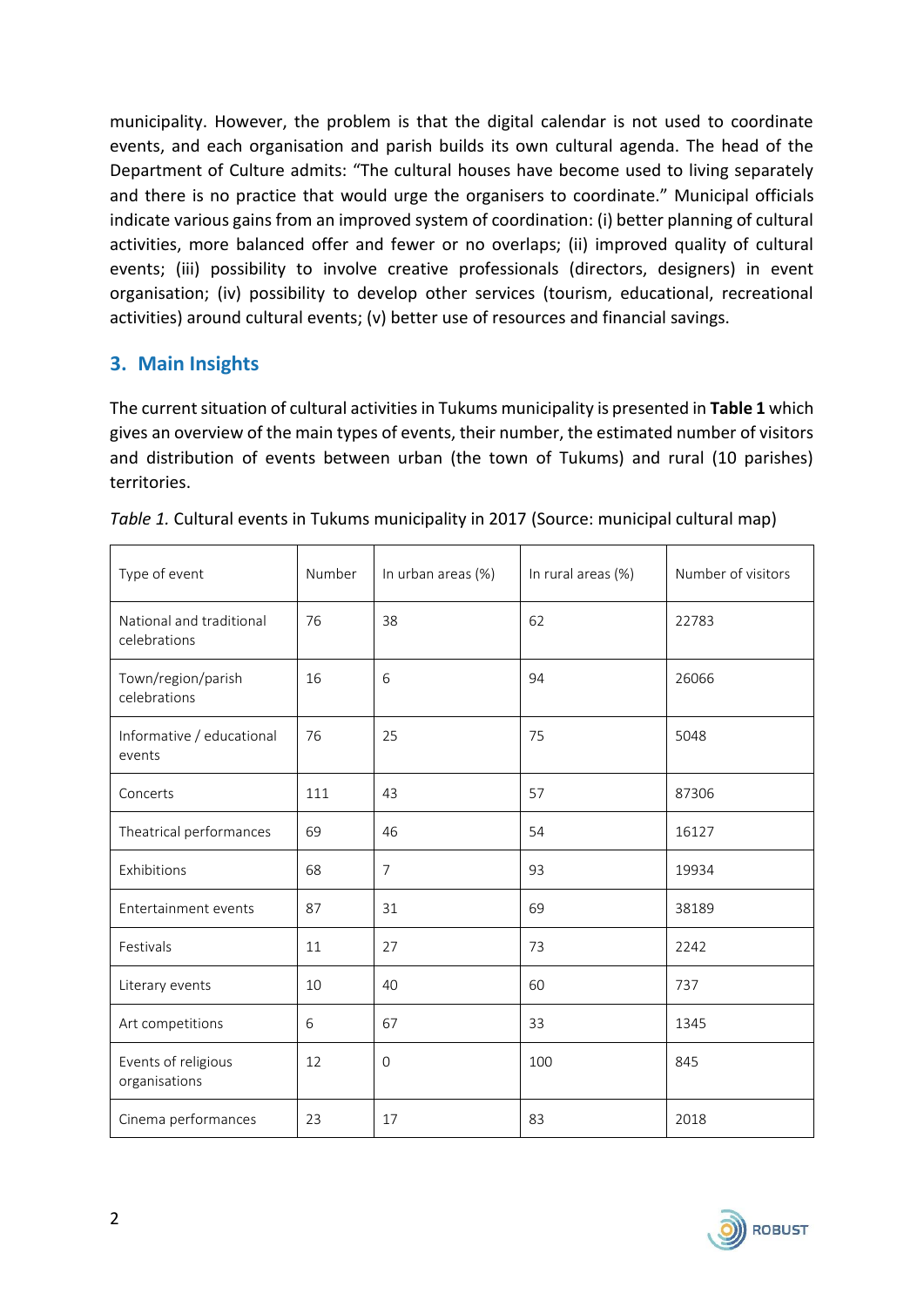municipality. However, the problem is that the digital calendar is not used to coordinate events, and each organisation and parish builds its own cultural agenda. The head of the Department of Culture admits: "The cultural houses have become used to living separately and there is no practice that would urge the organisers to coordinate." Municipal officials indicate various gains from an improved system of coordination: (i) better planning of cultural activities, more balanced offer and fewer or no overlaps; (ii) improved quality of cultural events; (iii) possibility to involve creative professionals (directors, designers) in event organisation; (iv) possibility to develop other services (tourism, educational, recreational activities) around cultural events; (v) better use of resources and financial savings.

## 3. Main Insights

The current situation of cultural activities in Tukums municipality is presented in **Table 1** which gives an overview of the main types of events, their number, the estimated number of visitors and distribution of events between urban (the town of Tukums) and rural (10 parishes) territories.

*Table 1.* Cultural events in Tukums municipality in 2017 (Source: municipal cultural map)

| Type of event | Number | In urban areas (%) | In rural areas (%) | Number of visitors |
|---|---|---|---|---|
| National and traditional celebrations | 76 | 38 | 62 | 22783 |
| Town/region/parish celebrations | 16 | 6 | 94 | 26066 |
| Informative / educational events | 76 | 25 | 75 | 5048 |
| Concerts | 111 | 43 | 57 | 87306 |
| Theatrical performances | 69 | 46 | 54 | 16127 |
| Exhibitions | 68 | 7 | 93 | 19934 |
| Entertainment events | 87 | 31 | 69 | 38189 |
| Festivals | 11 | 27 | 73 | 2242 |
| Literary events | 10 | 40 | 60 | 737 |
| Art competitions | 6 | 67 | 33 | 1345 |
| Events of religious organisations | 12 | 0 | 100 | 845 |
| Cinema performances | 23 | 17 | 83 | 2018 |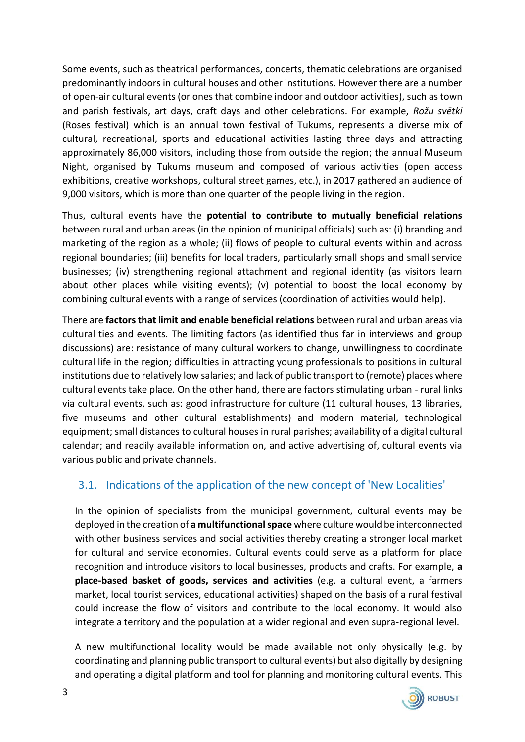Some events, such as theatrical performances, concerts, thematic celebrations are organised predominantly indoors in cultural houses and other institutions. However there are a number of open-air cultural events (or ones that combine indoor and outdoor activities), such as town and parish festivals, art days, craft days and other celebrations. For example, *Rožu svētki* (Roses festival) which is an annual town festival of Tukums, represents a diverse mix of cultural, recreational, sports and educational activities lasting three days and attracting approximately 86,000 visitors, including those from outside the region; the annual Museum Night, organised by Tukums museum and composed of various activities (open access exhibitions, creative workshops, cultural street games, etc.), in 2017 gathered an audience of 9,000 visitors, which is more than one quarter of the people living in the region.

Thus, cultural events have the **potential to contribute to mutually beneficial relations** between rural and urban areas (in the opinion of municipal officials) such as: (i) branding and marketing of the region as a whole; (ii) flows of people to cultural events within and across regional boundaries; (iii) benefits for local traders, particularly small shops and small service businesses; (iv) strengthening regional attachment and regional identity (as visitors learn about other places while visiting events); (v) potential to boost the local economy by combining cultural events with a range of services (coordination of activities would help).

There are **factors that limit and enable beneficial relations** between rural and urban areas via cultural ties and events. The limiting factors (as identified thus far in interviews and group discussions) are: resistance of many cultural workers to change, unwillingness to coordinate cultural life in the region; difficulties in attracting young professionals to positions in cultural institutions due to relatively low salaries; and lack of public transport to (remote) places where cultural events take place. On the other hand, there are factors stimulating urban - rural links via cultural events, such as: good infrastructure for culture (11 cultural houses, 13 libraries, five museums and other cultural establishments) and modern material, technological equipment; small distances to cultural houses in rural parishes; availability of a digital cultural calendar; and readily available information on, and active advertising of, cultural events via various public and private channels.

## 3.1. Indications of the application of the new concept of 'New Localities'

In the opinion of specialists from the municipal government, cultural events may be deployed in the creation of **a multifunctional space** where culture would be interconnected with other business services and social activities thereby creating a stronger local market for cultural and service economies. Cultural events could serve as a platform for place recognition and introduce visitors to local businesses, products and crafts. For example, **a place-based basket of goods, services and activities** (e.g. a cultural event, a farmers market, local tourist services, educational activities) shaped on the basis of a rural festival could increase the flow of visitors and contribute to the local economy. It would also integrate a territory and the population at a wider regional and even supra-regional level.

A new multifunctional locality would be made available not only physically (e.g. by coordinating and planning public transport to cultural events) but also digitally by designing and operating a digital platform and tool for planning and monitoring cultural events. This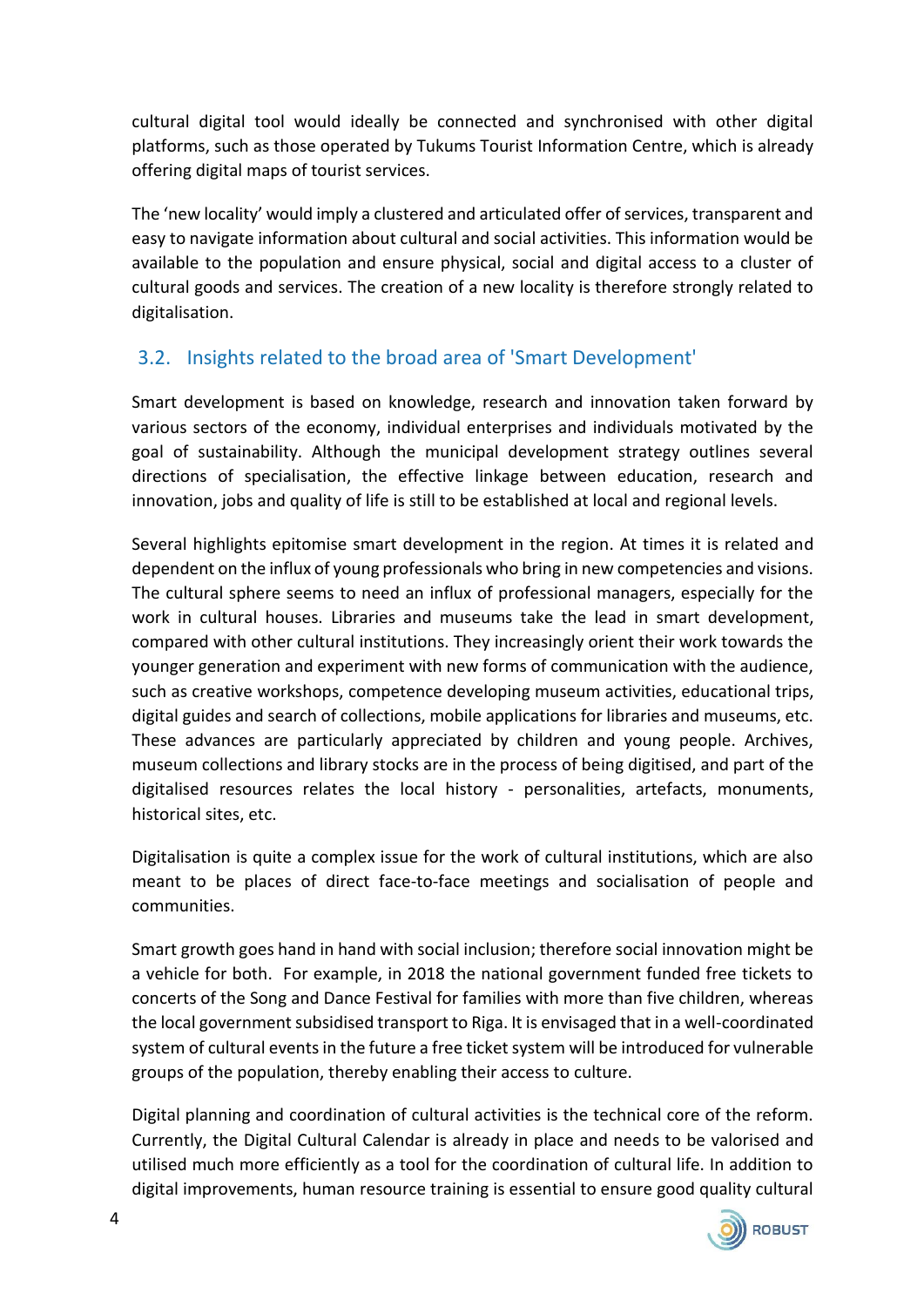cultural digital tool would ideally be connected and synchronised with other digital platforms, such as those operated by Tukums Tourist Information Centre, which is already offering digital maps of tourist services.

The 'new locality' would imply a clustered and articulated offer of services, transparent and easy to navigate information about cultural and social activities. This information would be available to the population and ensure physical, social and digital access to a cluster of cultural goods and services. The creation of a new locality is therefore strongly related to digitalisation.

## 3.2. Insights related to the broad area of 'Smart Development'

Smart development is based on knowledge, research and innovation taken forward by various sectors of the economy, individual enterprises and individuals motivated by the goal of sustainability. Although the municipal development strategy outlines several directions of specialisation, the effective linkage between education, research and innovation, jobs and quality of life is still to be established at local and regional levels.

Several highlights epitomise smart development in the region. At times it is related and dependent on the influx of young professionals who bring in new competencies and visions. The cultural sphere seems to need an influx of professional managers, especially for the work in cultural houses. Libraries and museums take the lead in smart development, compared with other cultural institutions. They increasingly orient their work towards the younger generation and experiment with new forms of communication with the audience, such as creative workshops, competence developing museum activities, educational trips, digital guides and search of collections, mobile applications for libraries and museums, etc. These advances are particularly appreciated by children and young people. Archives, museum collections and library stocks are in the process of being digitised, and part of the digitalised resources relates the local history - personalities, artefacts, monuments, historical sites, etc.

Digitalisation is quite a complex issue for the work of cultural institutions, which are also meant to be places of direct face-to-face meetings and socialisation of people and communities.

Smart growth goes hand in hand with social inclusion; therefore social innovation might be a vehicle for both. For example, in 2018 the national government funded free tickets to concerts of the Song and Dance Festival for families with more than five children, whereas the local government subsidised transport to Riga. It is envisaged that in a well-coordinated system of cultural events in the future a free ticket system will be introduced for vulnerable groups of the population, thereby enabling their access to culture.

Digital planning and coordination of cultural activities is the technical core of the reform. Currently, the Digital Cultural Calendar is already in place and needs to be valorised and utilised much more efficiently as a tool for the coordination of cultural life. In addition to digital improvements, human resource training is essential to ensure good quality cultural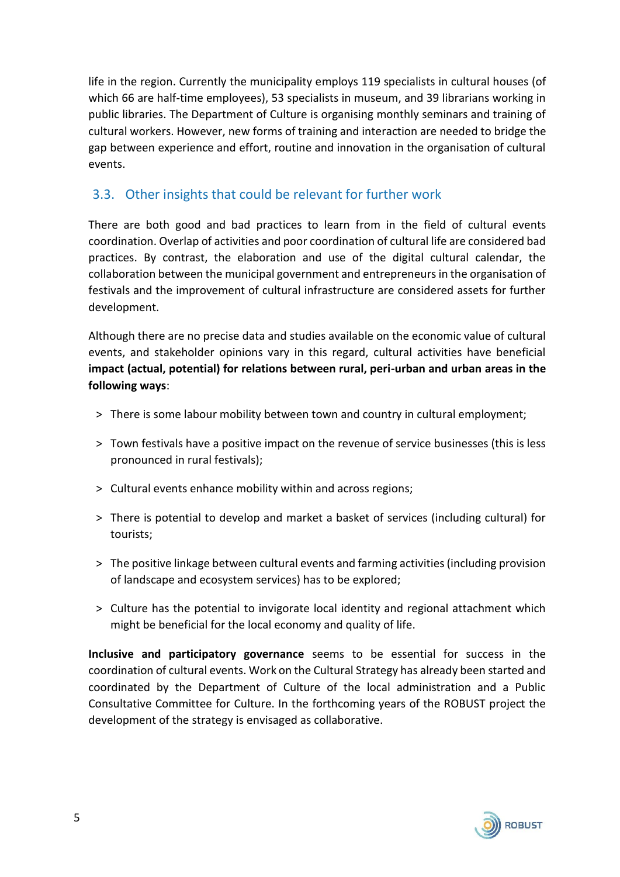life in the region. Currently the municipality employs 119 specialists in cultural houses (of which 66 are half-time employees), 53 specialists in museum, and 39 librarians working in public libraries. The Department of Culture is organising monthly seminars and training of cultural workers. However, new forms of training and interaction are needed to bridge the gap between experience and effort, routine and innovation in the organisation of cultural events.

## 3.3. Other insights that could be relevant for further work

There are both good and bad practices to learn from in the field of cultural events coordination. Overlap of activities and poor coordination of cultural life are considered bad practices. By contrast, the elaboration and use of the digital cultural calendar, the collaboration between the municipal government and entrepreneurs in the organisation of festivals and the improvement of cultural infrastructure are considered assets for further development.

Although there are no precise data and studies available on the economic value of cultural events, and stakeholder opinions vary in this regard, cultural activities have beneficial **impact (actual, potential) for relations between rural, peri-urban and urban areas in the following ways**:

- There is some labour mobility between town and country in cultural employment;
- Town festivals have a positive impact on the revenue of service businesses (this is less pronounced in rural festivals);
- Cultural events enhance mobility within and across regions;
- There is potential to develop and market a basket of services (including cultural) for tourists;
- The positive linkage between cultural events and farming activities (including provision of landscape and ecosystem services) has to be explored;
- Culture has the potential to invigorate local identity and regional attachment which might be beneficial for the local economy and quality of life.

**Inclusive and participatory governance** seems to be essential for success in the coordination of cultural events. Work on the Cultural Strategy has already been started and coordinated by the Department of Culture of the local administration and a Public Consultative Committee for Culture. In the forthcoming years of the ROBUST project the development of the strategy is envisaged as collaborative.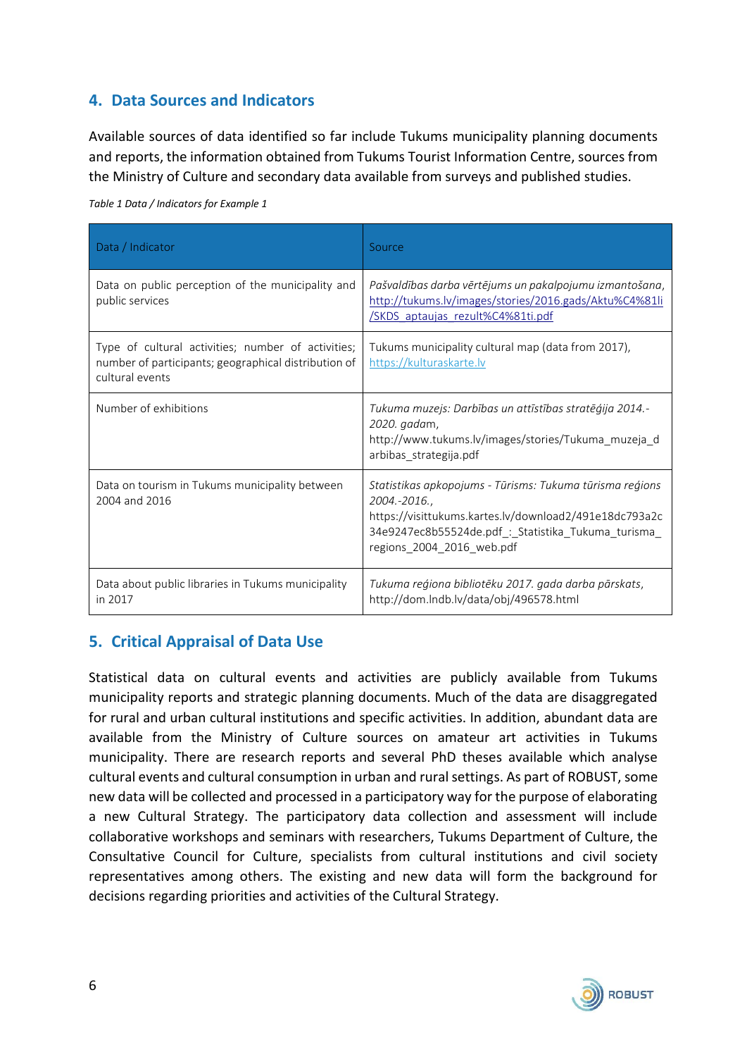## 4. Data Sources and Indicators

Available sources of data identified so far include Tukums municipality planning documents and reports, the information obtained from Tukums Tourist Information Centre, sources from the Ministry of Culture and secondary data available from surveys and published studies.

*Table 1 Data / Indicators for Example 1*

| Data / Indicator | Source |
|---|---|
| Data on public perception of the municipality and public services | *Pašvaldības darba vērtējums un pakalpojumu izmantošana*, http://tukums.lv/images/stories/2016.gads/Aktu%C4%81li/SKDS_aptaujas_rezult%C4%81ti.pdf |
| Type of cultural activities; number of activities; number of participants; geographical distribution of cultural events | Tukums municipality cultural map (data from 2017), https://kulturaskarte.lv |
| Number of exhibitions | *Tukuma muzejs: Darbības un attīstības stratēģija 2014.-2020. gadam*, http://www.tukums.lv/images/stories/Tukuma_muzeja_darbibas_strategija.pdf |
| Data on tourism in Tukums municipality between 2004 and 2016 | *Statistikas apkopojums - Tūrisms: Tukuma tūrisma reģions 2004.-2016.*, https://visittukums.kartes.lv/download2/491e18dc793a2c34e9247ec8b55524de.pdf_:_Statistika_Tukuma_turisma_regions_2004_2016_web.pdf |
| Data about public libraries in Tukums municipality in 2017 | *Tukuma reģiona bibliotēku 2017. gada darba pārskats*, http://dom.lndb.lv/data/obj/496578.html |

## 5. Critical Appraisal of Data Use

Statistical data on cultural events and activities are publicly available from Tukums municipality reports and strategic planning documents. Much of the data are disaggregated for rural and urban cultural institutions and specific activities. In addition, abundant data are available from the Ministry of Culture sources on amateur art activities in Tukums municipality. There are research reports and several PhD theses available which analyse cultural events and cultural consumption in urban and rural settings. As part of ROBUST, some new data will be collected and processed in a participatory way for the purpose of elaborating a new Cultural Strategy. The participatory data collection and assessment will include collaborative workshops and seminars with researchers, Tukums Department of Culture, the Consultative Council for Culture, specialists from cultural institutions and civil society representatives among others. The existing and new data will form the background for decisions regarding priorities and activities of the Cultural Strategy.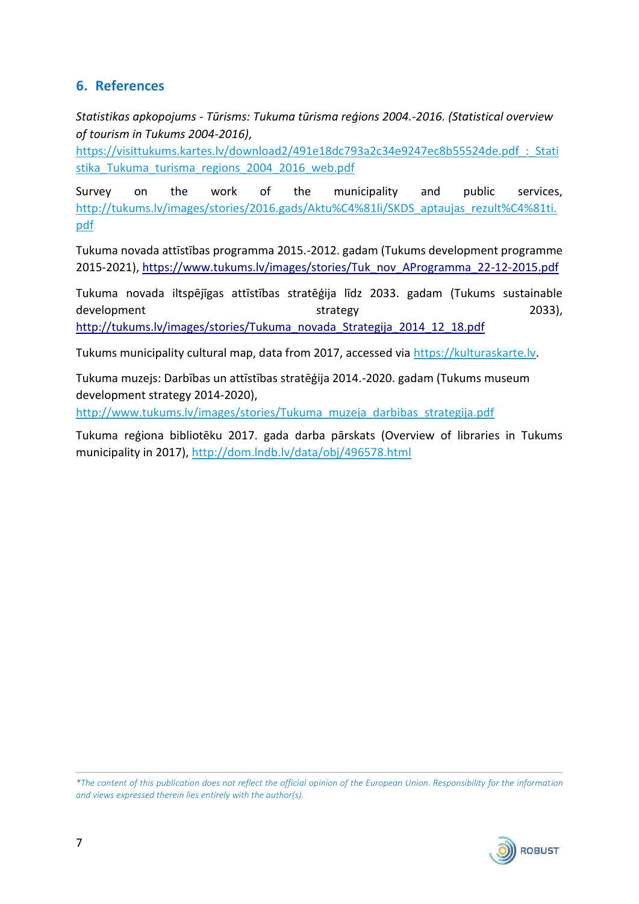## 6. References

*Statistikas apkopojums - Tūrisms: Tukuma tūrisma reģions 2004.-2016. (Statistical overview of tourism in Tukums 2004-2016)*, https://visittukums.kartes.lv/download2/491e18dc793a2c34e9247ec8b55524de.pdf_:_Statistika_Tukuma_turisma_regions_2004_2016_web.pdf

Survey on the work of the municipality and public services, http://tukums.lv/images/stories/2016.gads/Aktu%C4%81li/SKDS_aptaujas_rezult%C4%81ti.pdf

Tukuma novada attīstības programma 2015.-2012. gadam (Tukums development programme 2015-2021), https://www.tukums.lv/images/stories/Tuk_nov_AProgramma_22-12-2015.pdf

Tukuma novada iltspējīgas attīstības stratēģija līdz 2033. gadam (Tukums sustainable development strategy 2033), http://tukums.lv/images/stories/Tukuma_novada_Strategija_2014_12_18.pdf

Tukums municipality cultural map, data from 2017, accessed via https://kulturaskarte.lv.

Tukuma muzejs: Darbības un attīstības stratēģija 2014.-2020. gadam (Tukums museum development strategy 2014-2020), http://www.tukums.lv/images/stories/Tukuma_muzeja_darbibas_strategija.pdf

Tukuma reģiona bibliotēku 2017. gada darba pārskats (Overview of libraries in Tukums municipality in 2017), http://dom.lndb.lv/data/obj/496578.html

*\*The content of this publication does not reflect the official opinion of the European Union. Responsibility for the information and views expressed therein lies entirely with the author(s).*